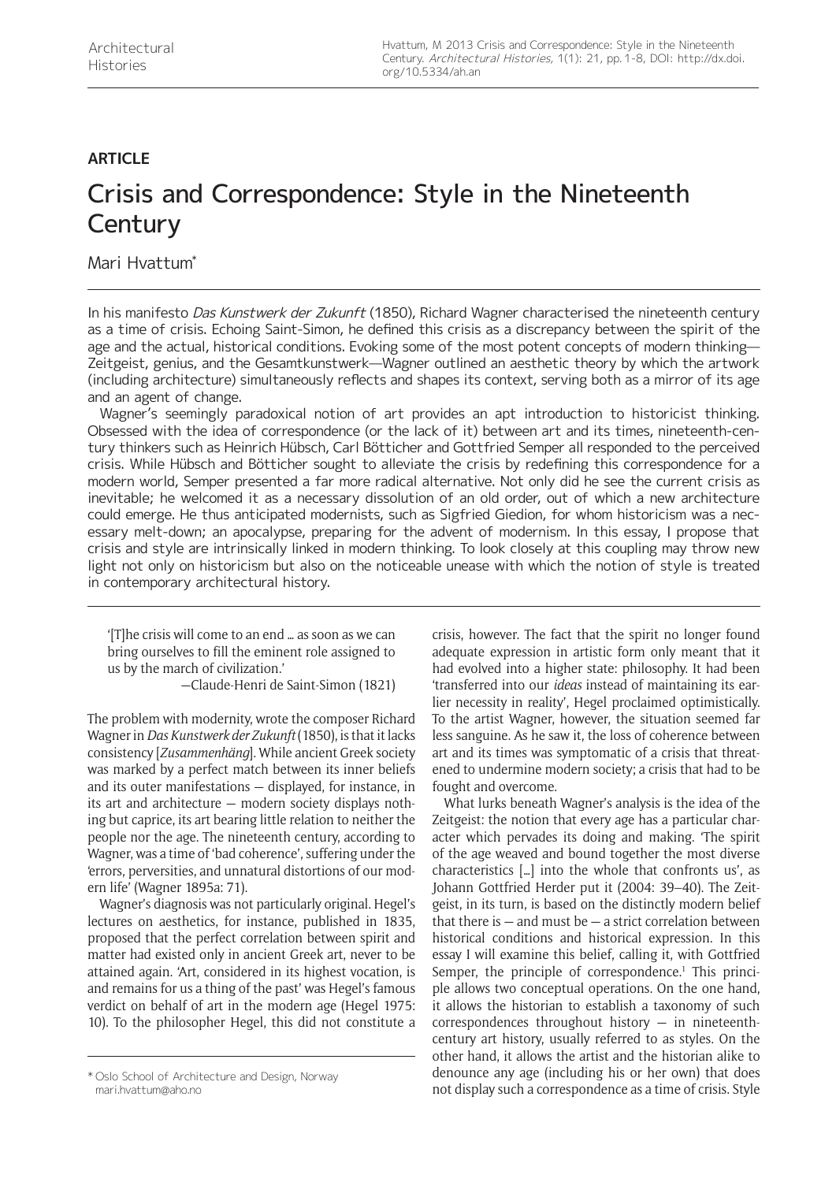**ARTICLE**

# Crisis and Correspondence: Style in the Nineteenth Century

Mari Hvattum*

In his manifesto *Das Kunstwerk der Zukunft* (1850), Richard Wagner characterised the nineteenth century as a time of crisis. Echoing Saint-Simon, he defined this crisis as a discrepancy between the spirit of the age and the actual, historical conditions. Evoking some of the most potent concepts of modern thinking—Zeitgeist, genius, and the Gesamtkunstwerk—Wagner outlined an aesthetic theory by which the artwork (including architecture) simultaneously reflects and shapes its context, serving both as a mirror of its age and an agent of change.

Wagner's seemingly paradoxical notion of art provides an apt introduction to historicist thinking. Obsessed with the idea of correspondence (or the lack of it) between art and its times, nineteenth-century thinkers such as Heinrich Hübsch, Carl Bötticher and Gottfried Semper all responded to the perceived crisis. While Hübsch and Bötticher sought to alleviate the crisis by redefining this correspondence for a modern world, Semper presented a far more radical alternative. Not only did he see the current crisis as inevitable; he welcomed it as a necessary dissolution of an old order, out of which a new architecture could emerge. He thus anticipated modernists, such as Sigfried Giedion, for whom historicism was a necessary melt-down; an apocalypse, preparing for the advent of modernism. In this essay, I propose that crisis and style are intrinsically linked in modern thinking. To look closely at this coupling may throw new light not only on historicism but also on the noticeable unease with which the notion of style is treated in contemporary architectural history.

> '[T]he crisis will come to an end … as soon as we can bring ourselves to fill the eminent role assigned to us by the march of civilization.'
>
> —Claude-Henri de Saint-Simon (1821)

The problem with modernity, wrote the composer Richard Wagner in *Das Kunstwerk der Zukunft* (1850), is that it lacks consistency [*Zusammenhäng*]. While ancient Greek society was marked by a perfect match between its inner beliefs and its outer manifestations — displayed, for instance, in its art and architecture — modern society displays nothing but caprice, its art bearing little relation to neither the people nor the age. The nineteenth century, according to Wagner, was a time of 'bad coherence', suffering under the 'errors, perversities, and unnatural distortions of our modern life' (Wagner 1895a: 71).

Wagner's diagnosis was not particularly original. Hegel's lectures on aesthetics, for instance, published in 1835, proposed that the perfect correlation between spirit and matter had existed only in ancient Greek art, never to be attained again. 'Art, considered in its highest vocation, is and remains for us a thing of the past' was Hegel's famous verdict on behalf of art in the modern age (Hegel 1975: 10). To the philosopher Hegel, this did not constitute a crisis, however. The fact that the spirit no longer found adequate expression in artistic form only meant that it had evolved into a higher state: philosophy. It had been 'transferred into our *ideas* instead of maintaining its earlier necessity in reality', Hegel proclaimed optimistically. To the artist Wagner, however, the situation seemed far less sanguine. As he saw it, the loss of coherence between art and its times was symptomatic of a crisis that threatened to undermine modern society; a crisis that had to be fought and overcome.

What lurks beneath Wagner's analysis is the idea of the Zeitgeist: the notion that every age has a particular character which pervades its doing and making. 'The spirit of the age weaved and bound together the most diverse characteristics […] into the whole that confronts us', as Johann Gottfried Herder put it (2004: 39–40). The Zeitgeist, in its turn, is based on the distinctly modern belief that there is — and must be — a strict correlation between historical conditions and historical expression. In this essay I will examine this belief, calling it, with Gottfried Semper, the principle of correspondence.[1] This principle allows two conceptual operations. On the one hand, it allows the historian to establish a taxonomy of such correspondences throughout history — in nineteenth-century art history, usually referred to as styles. On the other hand, it allows the artist and the historian alike to denounce any age (including his or her own) that does not display such a correspondence as a time of crisis. Style

\* Oslo School of Architecture and Design, Norway
mari.hvattum@aho.no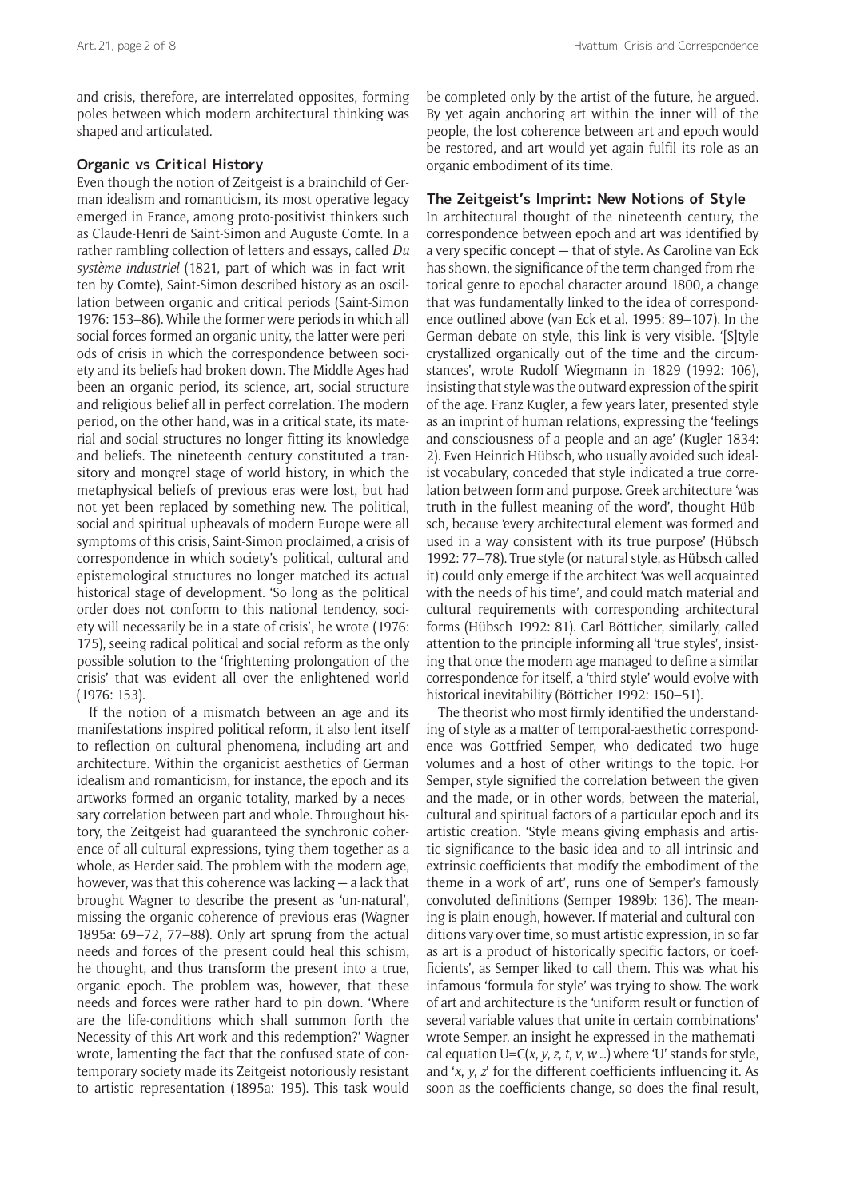and crisis, therefore, are interrelated opposites, forming poles between which modern architectural thinking was shaped and articulated.

## Organic vs Critical History

Even though the notion of Zeitgeist is a brainchild of German idealism and romanticism, its most operative legacy emerged in France, among proto-positivist thinkers such as Claude-Henri de Saint-Simon and Auguste Comte. In a rather rambling collection of letters and essays, called *Du système industriel* (1821, part of which was in fact written by Comte), Saint-Simon described history as an oscillation between organic and critical periods (Saint-Simon 1976: 153–86). While the former were periods in which all social forces formed an organic unity, the latter were periods of crisis in which the correspondence between society and its beliefs had broken down. The Middle Ages had been an organic period, its science, art, social structure and religious belief all in perfect correlation. The modern period, on the other hand, was in a critical state, its material and social structures no longer fitting its knowledge and beliefs. The nineteenth century constituted a transitory and mongrel stage of world history, in which the metaphysical beliefs of previous eras were lost, but had not yet been replaced by something new. The political, social and spiritual upheavals of modern Europe were all symptoms of this crisis, Saint-Simon proclaimed, a crisis of correspondence in which society's political, cultural and epistemological structures no longer matched its actual historical stage of development. 'So long as the political order does not conform to this national tendency, society will necessarily be in a state of crisis', he wrote (1976: 175), seeing radical political and social reform as the only possible solution to the 'frightening prolongation of the crisis' that was evident all over the enlightened world (1976: 153).

If the notion of a mismatch between an age and its manifestations inspired political reform, it also lent itself to reflection on cultural phenomena, including art and architecture. Within the organicist aesthetics of German idealism and romanticism, for instance, the epoch and its artworks formed an organic totality, marked by a necessary correlation between part and whole. Throughout history, the Zeitgeist had guaranteed the synchronic coherence of all cultural expressions, tying them together as a whole, as Herder said. The problem with the modern age, however, was that this coherence was lacking — a lack that brought Wagner to describe the present as 'un-natural', missing the organic coherence of previous eras (Wagner 1895a: 69–72, 77–88). Only art sprung from the actual needs and forces of the present could heal this schism, he thought, and thus transform the present into a true, organic epoch. The problem was, however, that these needs and forces were rather hard to pin down. 'Where are the life-conditions which shall summon forth the Necessity of this Art-work and this redemption?' Wagner wrote, lamenting the fact that the confused state of contemporary society made its Zeitgeist notoriously resistant to artistic representation (1895a: 195). This task would be completed only by the artist of the future, he argued. By yet again anchoring art within the inner will of the people, the lost coherence between art and epoch would be restored, and art would yet again fulfil its role as an organic embodiment of its time.

## The Zeitgeist's Imprint: New Notions of Style

In architectural thought of the nineteenth century, the correspondence between epoch and art was identified by a very specific concept — that of style. As Caroline van Eck has shown, the significance of the term changed from rhetorical genre to epochal character around 1800, a change that was fundamentally linked to the idea of correspondence outlined above (van Eck et al. 1995: 89–107). In the German debate on style, this link is very visible. '[S]tyle crystallized organically out of the time and the circumstances', wrote Rudolf Wiegmann in 1829 (1992: 106), insisting that style was the outward expression of the spirit of the age. Franz Kugler, a few years later, presented style as an imprint of human relations, expressing the 'feelings and consciousness of a people and an age' (Kugler 1834: 2). Even Heinrich Hübsch, who usually avoided such idealist vocabulary, conceded that style indicated a true correlation between form and purpose. Greek architecture 'was truth in the fullest meaning of the word', thought Hübsch, because 'every architectural element was formed and used in a way consistent with its true purpose' (Hübsch 1992: 77–78). True style (or natural style, as Hübsch called it) could only emerge if the architect 'was well acquainted with the needs of his time', and could match material and cultural requirements with corresponding architectural forms (Hübsch 1992: 81). Carl Bötticher, similarly, called attention to the principle informing all 'true styles', insisting that once the modern age managed to define a similar correspondence for itself, a 'third style' would evolve with historical inevitability (Bötticher 1992: 150–51).

The theorist who most firmly identified the understanding of style as a matter of temporal-aesthetic correspondence was Gottfried Semper, who dedicated two huge volumes and a host of other writings to the topic. For Semper, style signified the correlation between the given and the made, or in other words, between the material, cultural and spiritual factors of a particular epoch and its artistic creation. 'Style means giving emphasis and artistic significance to the basic idea and to all intrinsic and extrinsic coefficients that modify the embodiment of the theme in a work of art', runs one of Semper's famously convoluted definitions (Semper 1989b: 136). The meaning is plain enough, however. If material and cultural conditions vary over time, so must artistic expression, in so far as art is a product of historically specific factors, or 'coefficients', as Semper liked to call them. This was what his infamous 'formula for style' was trying to show. The work of art and architecture is the 'uniform result or function of several variable values that unite in certain combinations' wrote Semper, an insight he expressed in the mathematical equation $U=C(x, y, z, t, v, w \ldots)$ where 'U' stands for style, and '$x$, $y$, $z$' for the different coefficients influencing it. As soon as the coefficients change, so does the final result,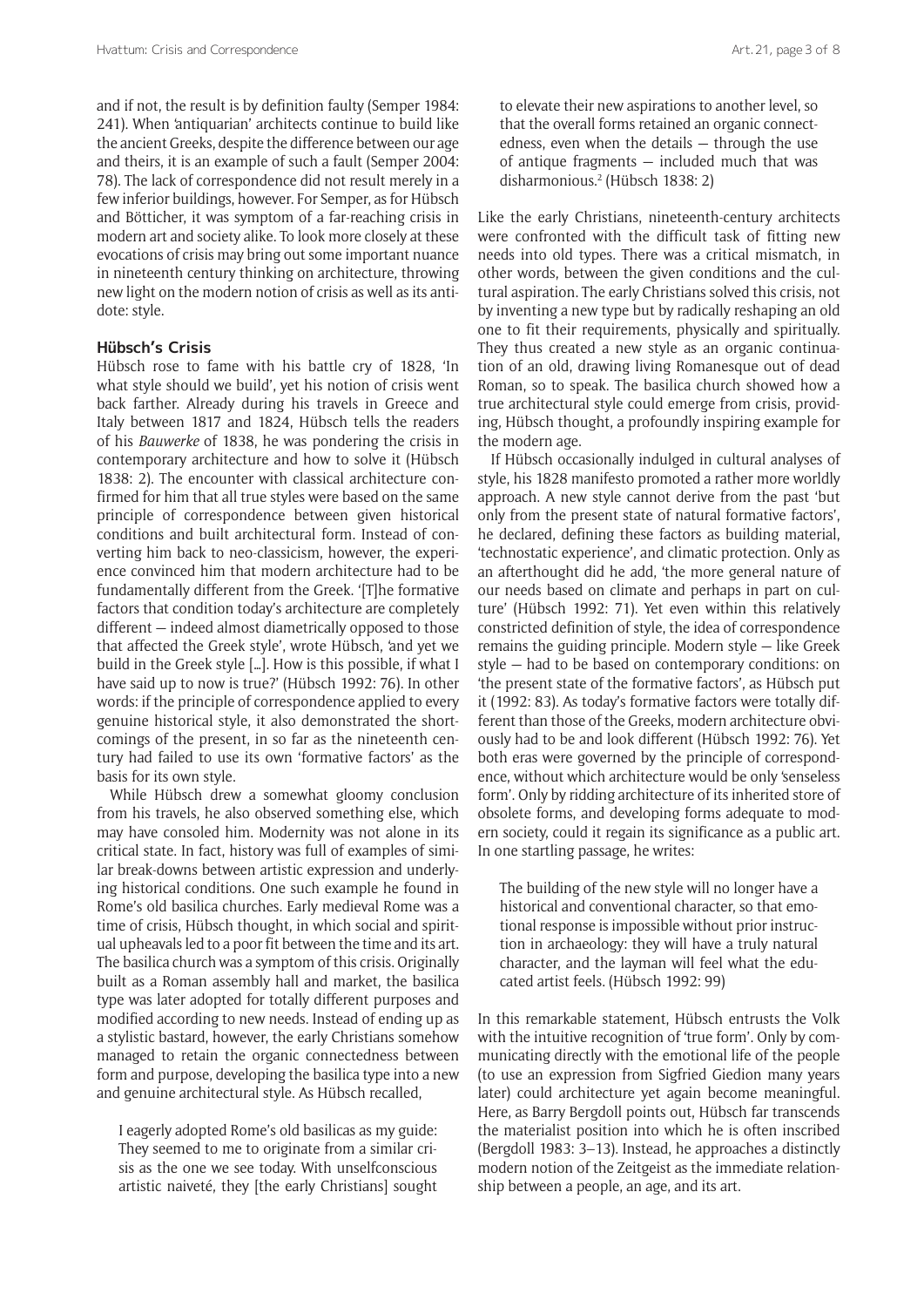and if not, the result is by definition faulty (Semper 1984: 241). When 'antiquarian' architects continue to build like the ancient Greeks, despite the difference between our age and theirs, it is an example of such a fault (Semper 2004: 78). The lack of correspondence did not result merely in a few inferior buildings, however. For Semper, as for Hübsch and Bötticher, it was symptom of a far-reaching crisis in modern art and society alike. To look more closely at these evocations of crisis may bring out some important nuance in nineteenth century thinking on architecture, throwing new light on the modern notion of crisis as well as its antidote: style.

## Hübsch's Crisis

Hübsch rose to fame with his battle cry of 1828, 'In what style should we build', yet his notion of crisis went back farther. Already during his travels in Greece and Italy between 1817 and 1824, Hübsch tells the readers of his *Bauwerke* of 1838, he was pondering the crisis in contemporary architecture and how to solve it (Hübsch 1838: 2). The encounter with classical architecture confirmed for him that all true styles were based on the same principle of correspondence between given historical conditions and built architectural form. Instead of converting him back to neo-classicism, however, the experience convinced him that modern architecture had to be fundamentally different from the Greek. '[T]he formative factors that condition today's architecture are completely different — indeed almost diametrically opposed to those that affected the Greek style', wrote Hübsch, 'and yet we build in the Greek style [...]. How is this possible, if what I have said up to now is true?' (Hübsch 1992: 76). In other words: if the principle of correspondence applied to every genuine historical style, it also demonstrated the shortcomings of the present, in so far as the nineteenth century had failed to use its own 'formative factors' as the basis for its own style.

While Hübsch drew a somewhat gloomy conclusion from his travels, he also observed something else, which may have consoled him. Modernity was not alone in its critical state. In fact, history was full of examples of similar break-downs between artistic expression and underlying historical conditions. One such example he found in Rome's old basilica churches. Early medieval Rome was a time of crisis, Hübsch thought, in which social and spiritual upheavals led to a poor fit between the time and its art. The basilica church was a symptom of this crisis. Originally built as a Roman assembly hall and market, the basilica type was later adopted for totally different purposes and modified according to new needs. Instead of ending up as a stylistic bastard, however, the early Christians somehow managed to retain the organic connectedness between form and purpose, developing the basilica type into a new and genuine architectural style. As Hübsch recalled,

> I eagerly adopted Rome's old basilicas as my guide: They seemed to me to originate from a similar crisis as the one we see today. With unselfconscious artistic naiveté, they [the early Christians] sought to elevate their new aspirations to another level, so that the overall forms retained an organic connectedness, even when the details — through the use of antique fragments — included much that was disharmonious.[2] (Hübsch 1838: 2)

Like the early Christians, nineteenth-century architects were confronted with the difficult task of fitting new needs into old types. There was a critical mismatch, in other words, between the given conditions and the cultural aspiration. The early Christians solved this crisis, not by inventing a new type but by radically reshaping an old one to fit their requirements, physically and spiritually. They thus created a new style as an organic continuation of an old, drawing living Romanesque out of dead Roman, so to speak. The basilica church showed how a true architectural style could emerge from crisis, providing, Hübsch thought, a profoundly inspiring example for the modern age.

If Hübsch occasionally indulged in cultural analyses of style, his 1828 manifesto promoted a rather more worldly approach. A new style cannot derive from the past 'but only from the present state of natural formative factors', he declared, defining these factors as building material, 'technostatic experience', and climatic protection. Only as an afterthought did he add, 'the more general nature of our needs based on climate and perhaps in part on culture' (Hübsch 1992: 71). Yet even within this relatively constricted definition of style, the idea of correspondence remains the guiding principle. Modern style — like Greek style — had to be based on contemporary conditions: on 'the present state of the formative factors', as Hübsch put it (1992: 83). As today's formative factors were totally different than those of the Greeks, modern architecture obviously had to be and look different (Hübsch 1992: 76). Yet both eras were governed by the principle of correspondence, without which architecture would be only 'senseless form'. Only by ridding architecture of its inherited store of obsolete forms, and developing forms adequate to modern society, could it regain its significance as a public art. In one startling passage, he writes:

> The building of the new style will no longer have a historical and conventional character, so that emotional response is impossible without prior instruction in archaeology: they will have a truly natural character, and the layman will feel what the educated artist feels. (Hübsch 1992: 99)

In this remarkable statement, Hübsch entrusts the Volk with the intuitive recognition of 'true form'. Only by communicating directly with the emotional life of the people (to use an expression from Sigfried Giedion many years later) could architecture yet again become meaningful. Here, as Barry Bergdoll points out, Hübsch far transcends the materialist position into which he is often inscribed (Bergdoll 1983: 3–13). Instead, he approaches a distinctly modern notion of the Zeitgeist as the immediate relationship between a people, an age, and its art.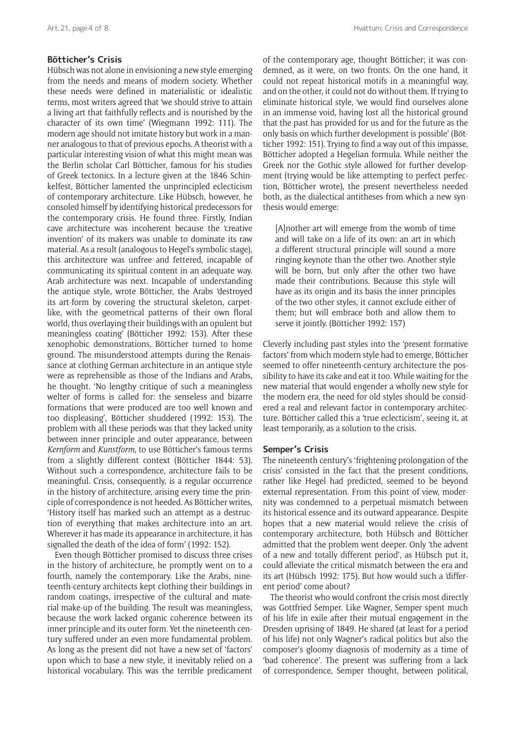## Bötticher's Crisis

Hübsch was not alone in envisioning a new style emerging from the needs and means of modern society. Whether these needs were defined in materialistic or idealistic terms, most writers agreed that 'we should strive to attain a living art that faithfully reflects and is nourished by the character of its own time' (Wiegmann 1992: 111). The modern age should not imitate history but work in a manner analogous to that of previous epochs. A theorist with a particular interesting vision of what this might mean was the Berlin scholar Carl Bötticher, famous for his studies of Greek tectonics. In a lecture given at the 1846 Schinkelfest, Bötticher lamented the unprincipled eclecticism of contemporary architecture. Like Hübsch, however, he consoled himself by identifying historical predecessors for the contemporary crisis. He found three. Firstly, Indian cave architecture was incoherent because the 'creative invention' of its makers was unable to dominate its raw material. As a result (analogous to Hegel's symbolic stage), this architecture was unfree and fettered, incapable of communicating its spiritual content in an adequate way. Arab architecture was next. Incapable of understanding the antique style, wrote Bötticher, the Arabs 'destroyed its art-form by covering the structural skeleton, carpet-like, with the geometrical patterns of their own floral world, thus overlaying their buildings with an opulent but meaningless coating' (Bötticher 1992: 153). After these xenophobic demonstrations, Bötticher turned to home ground. The misunderstood attempts during the Renaissance at clothing German architecture in an antique style were as reprehensible as those of the Indians and Arabs, he thought. 'No lengthy critique of such a meaningless welter of forms is called for: the senseless and bizarre formations that were produced are too well known and too displeasing', Bötticher shuddered (1992: 153). The problem with all these periods was that they lacked unity between inner principle and outer appearance, between *Kernform* and *Kunstform*, to use Bötticher's famous terms from a slightly different context (Bötticher 1844: 53). Without such a correspondence, architecture fails to be meaningful. Crisis, consequently, is a regular occurrence in the history of architecture, arising every time the principle of correspondence is not heeded. As Bötticher writes, 'History itself has marked such an attempt as a destruction of everything that makes architecture into an art. Wherever it has made its appearance in architecture, it has signalled the death of the idea of form' (1992: 152).

Even though Bötticher promised to discuss three crises in the history of architecture, he promptly went on to a fourth, namely the contemporary. Like the Arabs, nineteenth-century architects kept clothing their buildings in random coatings, irrespective of the cultural and material make-up of the building. The result was meaningless, because the work lacked organic coherence between its inner principle and its outer form. Yet the nineteenth century suffered under an even more fundamental problem. As long as the present did not have a new set of 'factors' upon which to base a new style, it inevitably relied on a historical vocabulary. This was the terrible predicament of the contemporary age, thought Bötticher; it was condemned, as it were, on two fronts. On the one hand, it could not repeat historical motifs in a meaningful way, and on the other, it could not do without them. If trying to eliminate historical style, 'we would find ourselves alone in an immense void, having lost all the historical ground that the past has provided for us and for the future as the only basis on which further development is possible' (Bötticher 1992: 151). Trying to find a way out of this impasse, Bötticher adopted a Hegelian formula. While neither the Greek nor the Gothic style allowed for further development (trying would be like attempting to perfect perfection, Bötticher wrote), the present nevertheless needed both, as the dialectical antitheses from which a new synthesis would emerge:

> [A]nother art will emerge from the womb of time and will take on a life of its own: an art in which a different structural principle will sound a more ringing keynote than the other two. Another style will be born, but only after the other two have made their contributions. Because this style will have as its origin and its basis the inner principles of the two other styles, it cannot exclude either of them; but will embrace both and allow them to serve it jointly. (Bötticher 1992: 157)

Cleverly including past styles into the 'present formative factors' from which modern style had to emerge, Bötticher seemed to offer nineteenth-century architecture the possibility to have its cake and eat it too. While waiting for the new material that would engender a wholly new style for the modern era, the need for old styles should be considered a real and relevant factor in contemporary architecture. Bötticher called this a 'true eclecticism', seeing it, at least temporarily, as a solution to the crisis.

## Semper's Crisis

The nineteenth century's 'frightening prolongation of the crisis' consisted in the fact that the present conditions, rather like Hegel had predicted, seemed to be beyond external representation. From this point of view, modernity was condemned to a perpetual mismatch between its historical essence and its outward appearance. Despite hopes that a new material would relieve the crisis of contemporary architecture, both Hübsch and Bötticher admitted that the problem went deeper. Only 'the advent of a new and totally different period', as Hübsch put it, could alleviate the critical mismatch between the era and its art (Hübsch 1992: 175). But how would such a 'different period' come about?

The theorist who would confront the crisis most directly was Gottfried Semper. Like Wagner, Semper spent much of his life in exile after their mutual engagement in the Dresden uprising of 1849. He shared (at least for a period of his life) not only Wagner's radical politics but also the composer's gloomy diagnosis of modernity as a time of 'bad coherence'. The present was suffering from a lack of correspondence, Semper thought, between political,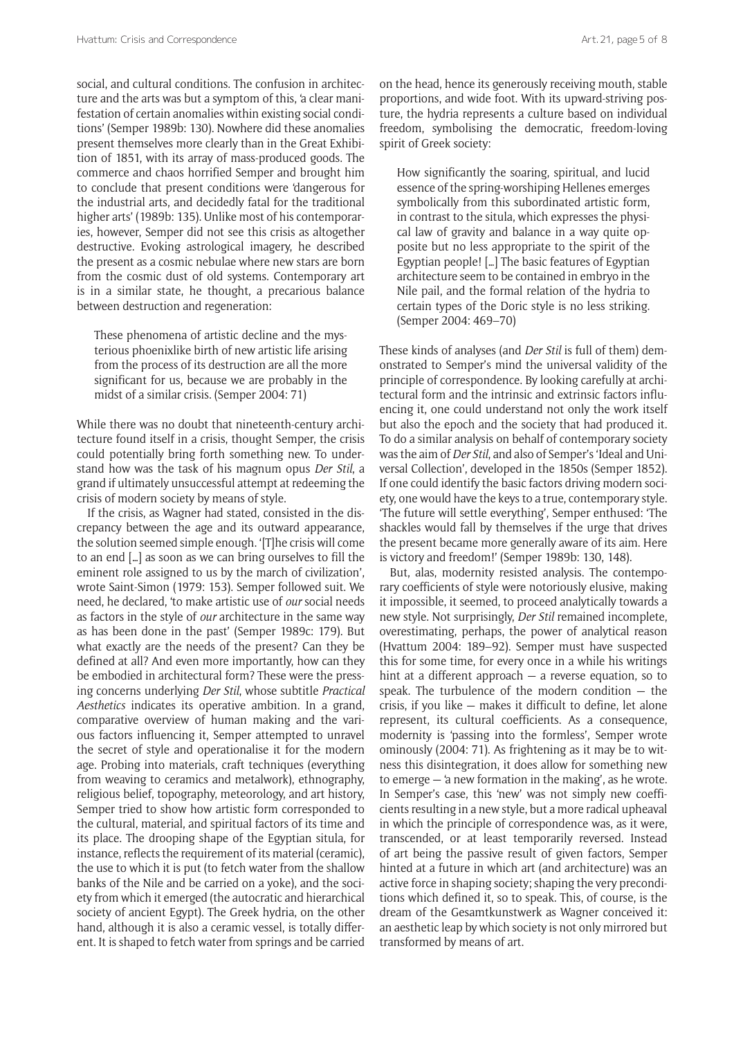social, and cultural conditions. The confusion in architecture and the arts was but a symptom of this, 'a clear manifestation of certain anomalies within existing social conditions' (Semper 1989b: 130). Nowhere did these anomalies present themselves more clearly than in the Great Exhibition of 1851, with its array of mass-produced goods. The commerce and chaos horrified Semper and brought him to conclude that present conditions were 'dangerous for the industrial arts, and decidedly fatal for the traditional higher arts' (1989b: 135). Unlike most of his contemporaries, however, Semper did not see this crisis as altogether destructive. Evoking astrological imagery, he described the present as a cosmic nebulae where new stars are born from the cosmic dust of old systems. Contemporary art is in a similar state, he thought, a precarious balance between destruction and regeneration:

> These phenomena of artistic decline and the mysterious phoenixlike birth of new artistic life arising from the process of its destruction are all the more significant for us, because we are probably in the midst of a similar crisis. (Semper 2004: 71)

While there was no doubt that nineteenth-century architecture found itself in a crisis, thought Semper, the crisis could potentially bring forth something new. To understand how was the task of his magnum opus *Der Stil*, a grand if ultimately unsuccessful attempt at redeeming the crisis of modern society by means of style.

If the crisis, as Wagner had stated, consisted in the discrepancy between the age and its outward appearance, the solution seemed simple enough. '[T]he crisis will come to an end […] as soon as we can bring ourselves to fill the eminent role assigned to us by the march of civilization', wrote Saint-Simon (1979: 153). Semper followed suit. We need, he declared, 'to make artistic use of *our* social needs as factors in the style of *our* architecture in the same way as has been done in the past' (Semper 1989c: 179). But what exactly are the needs of the present? Can they be defined at all? And even more importantly, how can they be embodied in architectural form? These were the pressing concerns underlying *Der Stil*, whose subtitle *Practical Aesthetics* indicates its operative ambition. In a grand, comparative overview of human making and the various factors influencing it, Semper attempted to unravel the secret of style and operationalise it for the modern age. Probing into materials, craft techniques (everything from weaving to ceramics and metalwork), ethnography, religious belief, topography, meteorology, and art history, Semper tried to show how artistic form corresponded to the cultural, material, and spiritual factors of its time and its place. The drooping shape of the Egyptian situla, for instance, reflects the requirement of its material (ceramic), the use to which it is put (to fetch water from the shallow banks of the Nile and be carried on a yoke), and the society from which it emerged (the autocratic and hierarchical society of ancient Egypt). The Greek hydria, on the other hand, although it is also a ceramic vessel, is totally different. It is shaped to fetch water from springs and be carried on the head, hence its generously receiving mouth, stable proportions, and wide foot. With its upward-striving posture, the hydria represents a culture based on individual freedom, symbolising the democratic, freedom-loving spirit of Greek society:

> How significantly the soaring, spiritual, and lucid essence of the spring-worshiping Hellenes emerges symbolically from this subordinated artistic form, in contrast to the situla, which expresses the physical law of gravity and balance in a way quite opposite but no less appropriate to the spirit of the Egyptian people! […] The basic features of Egyptian architecture seem to be contained in embryo in the Nile pail, and the formal relation of the hydria to certain types of the Doric style is no less striking. (Semper 2004: 469–70)

These kinds of analyses (and *Der Stil* is full of them) demonstrated to Semper's mind the universal validity of the principle of correspondence. By looking carefully at architectural form and the intrinsic and extrinsic factors influencing it, one could understand not only the work itself but also the epoch and the society that had produced it. To do a similar analysis on behalf of contemporary society was the aim of *Der Stil*, and also of Semper's 'Ideal and Universal Collection', developed in the 1850s (Semper 1852). If one could identify the basic factors driving modern society, one would have the keys to a true, contemporary style. 'The future will settle everything', Semper enthused: 'The shackles would fall by themselves if the urge that drives the present became more generally aware of its aim. Here is victory and freedom!' (Semper 1989b: 130, 148).

But, alas, modernity resisted analysis. The contemporary coefficients of style were notoriously elusive, making it impossible, it seemed, to proceed analytically towards a new style. Not surprisingly, *Der Stil* remained incomplete, overestimating, perhaps, the power of analytical reason (Hvattum 2004: 189–92). Semper must have suspected this for some time, for every once in a while his writings hint at a different approach — a reverse equation, so to speak. The turbulence of the modern condition — the crisis, if you like — makes it difficult to define, let alone represent, its cultural coefficients. As a consequence, modernity is 'passing into the formless', Semper wrote ominously (2004: 71). As frightening as it may be to witness this disintegration, it does allow for something new to emerge — 'a new formation in the making', as he wrote. In Semper's case, this 'new' was not simply new coefficients resulting in a new style, but a more radical upheaval in which the principle of correspondence was, as it were, transcended, or at least temporarily reversed. Instead of art being the passive result of given factors, Semper hinted at a future in which art (and architecture) was an active force in shaping society; shaping the very preconditions which defined it, so to speak. This, of course, is the dream of the Gesamtkunstwerk as Wagner conceived it: an aesthetic leap by which society is not only mirrored but transformed by means of art.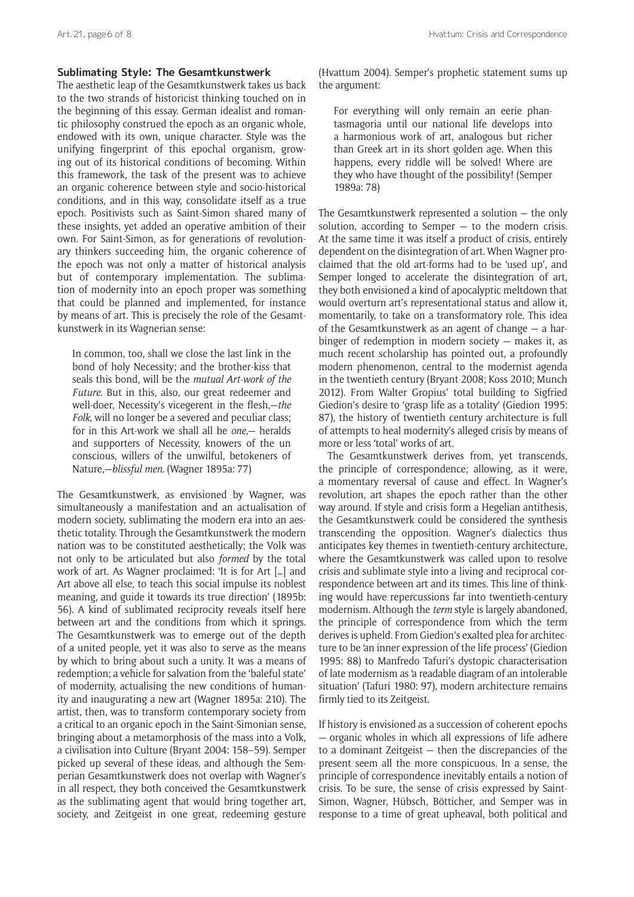### Sublimating Style: The Gesamtkunstwerk

The aesthetic leap of the Gesamtkunstwerk takes us back to the two strands of historicist thinking touched on in the beginning of this essay. German idealist and romantic philosophy construed the epoch as an organic whole, endowed with its own, unique character. Style was the unifying fingerprint of this epochal organism, growing out of its historical conditions of becoming. Within this framework, the task of the present was to achieve an organic coherence between style and socio-historical conditions, and in this way, consolidate itself as a true epoch. Positivists such as Saint-Simon shared many of these insights, yet added an operative ambition of their own. For Saint-Simon, as for generations of revolutionary thinkers succeeding him, the organic coherence of the epoch was not only a matter of historical analysis but of contemporary implementation. The sublimation of modernity into an epoch proper was something that could be planned and implemented, for instance by means of art. This is precisely the role of the Gesamtkunstwerk in its Wagnerian sense:

> In common, too, shall we close the last link in the bond of holy Necessity; and the brother-kiss that seals this bond, will be the *mutual Art-work of the Future*. But in this, also, our great redeemer and well-doer, Necessity's vicegerent in the flesh,—*the Folk*, will no longer be a severed and peculiar class; for in this Art-work we shall all be *one*,— heralds and supporters of Necessity, knowers of the un conscious, willers of the unwilful, betokeners of Nature,—*blissful men*. (Wagner 1895a: 77)

The Gesamtkunstwerk, as envisioned by Wagner, was simultaneously a manifestation and an actualisation of modern society, sublimating the modern era into an aesthetic totality. Through the Gesamtkunstwerk the modern nation was to be constituted aesthetically; the Volk was not only to be articulated but also *formed* by the total work of art. As Wagner proclaimed: 'It is for Art […] and Art above all else, to teach this social impulse its noblest meaning, and guide it towards its true direction' (1895b: 56). A kind of sublimated reciprocity reveals itself here between art and the conditions from which it springs. The Gesamtkunstwerk was to emerge out of the depth of a united people, yet it was also to serve as the means by which to bring about such a unity. It was a means of redemption; a vehicle for salvation from the 'baleful state' of modernity, actualising the new conditions of humanity and inaugurating a new art (Wagner 1895a: 210). The artist, then, was to transform contemporary society from a critical to an organic epoch in the Saint-Simonian sense, bringing about a metamorphosis of the mass into a Volk, a civilisation into Culture (Bryant 2004: 158–59). Semper picked up several of these ideas, and although the Semperian Gesamtkunstwerk does not overlap with Wagner's in all respect, they both conceived the Gesamtkunstwerk as the sublimating agent that would bring together art, society, and Zeitgeist in one great, redeeming gesture (Hvattum 2004). Semper's prophetic statement sums up the argument:

> For everything will only remain an eerie phantasmagoria until our national life develops into a harmonious work of art, analogous but richer than Greek art in its short golden age. When this happens, every riddle will be solved! Where are they who have thought of the possibility! (Semper 1989a: 78)

The Gesamtkunstwerk represented a solution — the only solution, according to Semper — to the modern crisis. At the same time it was itself a product of crisis, entirely dependent on the disintegration of art. When Wagner proclaimed that the old art-forms had to be 'used up', and Semper longed to accelerate the disintegration of art, they both envisioned a kind of apocalyptic meltdown that would overturn art's representational status and allow it, momentarily, to take on a transformatory role. This idea of the Gesamtkunstwerk as an agent of change — a harbinger of redemption in modern society — makes it, as much recent scholarship has pointed out, a profoundly modern phenomenon, central to the modernist agenda in the twentieth century (Bryant 2008; Koss 2010; Munch 2012). From Walter Gropius' total building to Sigfried Giedion's desire to 'grasp life as a totality' (Giedion 1995: 87), the history of twentieth century architecture is full of attempts to heal modernity's alleged crisis by means of more or less 'total' works of art.

The Gesamtkunstwerk derives from, yet transcends, the principle of correspondence; allowing, as it were, a momentary reversal of cause and effect. In Wagner's revolution, art shapes the epoch rather than the other way around. If style and crisis form a Hegelian antithesis, the Gesamtkunstwerk could be considered the synthesis transcending the opposition. Wagner's dialectics thus anticipates key themes in twentieth-century architecture, where the Gesamtkunstwerk was called upon to resolve crisis and sublimate style into a living and reciprocal correspondence between art and its times. This line of thinking would have repercussions far into twentieth-century modernism. Although the *term* style is largely abandoned, the principle of correspondence from which the term derives is upheld. From Giedion's exalted plea for architecture to be 'an inner expression of the life process' (Giedion 1995: 88) to Manfredo Tafuri's dystopic characterisation of late modernism as 'a readable diagram of an intolerable situation' (Tafuri 1980: 97), modern architecture remains firmly tied to its Zeitgeist.

If history is envisioned as a succession of coherent epochs — organic wholes in which all expressions of life adhere to a dominant Zeitgeist — then the discrepancies of the present seem all the more conspicuous. In a sense, the principle of correspondence inevitably entails a notion of crisis. To be sure, the sense of crisis expressed by Saint-Simon, Wagner, Hübsch, Bötticher, and Semper was in response to a time of great upheaval, both political and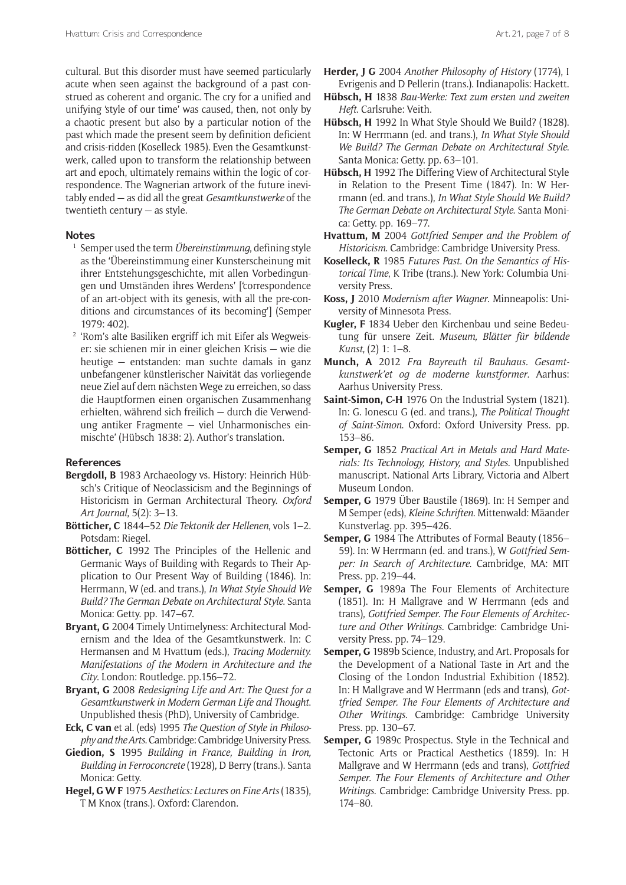cultural. But this disorder must have seemed particularly acute when seen against the background of a past construed as coherent and organic. The cry for a unified and unifying 'style of our time' was caused, then, not only by a chaotic present but also by a particular notion of the past which made the present seem by definition deficient and crisis-ridden (Koselleck 1985). Even the Gesamtkunstwerk, called upon to transform the relationship between art and epoch, ultimately remains within the logic of correspondence. The Wagnerian artwork of the future inevitably ended — as did all the great *Gesamtkunstwerke* of the twentieth century — as style.

## Notes

[1] Semper used the term *Übereinstimmung*, defining style as the 'Übereinstimmung einer Kunsterscheinung mit ihrer Entstehungsgeschichte, mit allen Vorbedingungen und Umständen ihres Werdens' ['correspondence of an art-object with its genesis, with all the pre-conditions and circumstances of its becoming'] (Semper 1979: 402).

[2] 'Rom's alte Basiliken ergriff ich mit Eifer als Wegweiser: sie schienen mir in einer gleichen Krisis — wie die heutige — entstanden: man suchte damals in ganz unbefangener künstlerischer Naivität das vorliegende neue Ziel auf dem nächsten Wege zu erreichen, so dass die Hauptformen einen organischen Zusammenhang erhielten, während sich freilich — durch die Verwendung antiker Fragmente — viel Unharmonisches einmischte' (Hübsch 1838: 2). Author's translation.

## References

**Bergdoll, B** 1983 Archaeology vs. History: Heinrich Hübsch's Critique of Neoclassicism and the Beginnings of Historicism in German Architectural Theory. *Oxford Art Journal*, 5(2): 3–13.

**Bötticher, C** 1844–52 *Die Tektonik der Hellenen*, vols 1–2. Potsdam: Riegel.

**Bötticher, C** 1992 The Principles of the Hellenic and Germanic Ways of Building with Regards to Their Application to Our Present Way of Building (1846). In: Herrmann, W (ed. and trans.), *In What Style Should We Build? The German Debate on Architectural Style*. Santa Monica: Getty. pp. 147–67.

**Bryant, G** 2004 Timely Untimelyness: Architectural Modernism and the Idea of the Gesamtkunstwerk. In: C Hermansen and M Hvattum (eds.), *Tracing Modernity. Manifestations of the Modern in Architecture and the City*. London: Routledge. pp.156–72.

**Bryant, G** 2008 *Redesigning Life and Art: The Quest for a Gesamtkunstwerk in Modern German Life and Thought*. Unpublished thesis (PhD), University of Cambridge.

**Eck, C van** et al. (eds) 1995 *The Question of Style in Philosophy and the Arts*. Cambridge: Cambridge University Press.

**Giedion, S** 1995 *Building in France, Building in Iron, Building in Ferroconcrete* (1928), D Berry (trans.). Santa Monica: Getty.

**Hegel, G W F** 1975 *Aesthetics: Lectures on Fine Arts* (1835), T M Knox (trans.). Oxford: Clarendon.

**Herder, J G** 2004 *Another Philosophy of History* (1774), I Evrigenis and D Pellerin (trans.). Indianapolis: Hackett.

**Hübsch, H** 1838 *Bau-Werke: Text zum ersten und zweiten Heft*. Carlsruhe: Veith.

**Hübsch, H** 1992 In What Style Should We Build? (1828). In: W Herrmann (ed. and trans.), *In What Style Should We Build? The German Debate on Architectural Style*. Santa Monica: Getty. pp. 63–101.

**Hübsch, H** 1992 The Differing View of Architectural Style in Relation to the Present Time (1847). In: W Herrmann (ed. and trans.), *In What Style Should We Build? The German Debate on Architectural Style*. Santa Monica: Getty. pp. 169–77.

**Hvattum, M** 2004 *Gottfried Semper and the Problem of Historicism*. Cambridge: Cambridge University Press.

**Koselleck, R** 1985 *Futures Past. On the Semantics of Historical Time*, K Tribe (trans.). New York: Columbia University Press.

**Koss, J** 2010 *Modernism after Wagner*. Minneapolis: University of Minnesota Press.

**Kugler, F** 1834 Ueber den Kirchenbau und seine Bedeutung für unsere Zeit. *Museum, Blätter für bildende Kunst*, (2) 1: 1–8.

**Munch, A** 2012 *Fra Bayreuth til Bauhaus. Gesamtkunstwerk'et og de moderne kunstformer*. Aarhus: Aarhus University Press.

**Saint-Simon, C-H** 1976 On the Industrial System (1821). In: G. Ionescu G (ed. and trans.), *The Political Thought of Saint-Simon*. Oxford: Oxford University Press. pp. 153–86.

**Semper, G** 1852 *Practical Art in Metals and Hard Materials: Its Technology, History, and Styles*. Unpublished manuscript. National Arts Library, Victoria and Albert Museum London.

**Semper, G** 1979 Über Baustile (1869). In: H Semper and M Semper (eds), *Kleine Schriften*. Mittenwald: Mäander Kunstverlag. pp. 395–426.

**Semper, G** 1984 The Attributes of Formal Beauty (1856–59). In: W Herrmann (ed. and trans.), W *Gottfried Semper: In Search of Architecture*. Cambridge, MA: MIT Press. pp. 219–44.

**Semper, G** 1989a The Four Elements of Architecture (1851). In: H Mallgrave and W Herrmann (eds and trans), *Gottfried Semper. The Four Elements of Architecture and Other Writings*. Cambridge: Cambridge University Press. pp. 74–129.

**Semper, G** 1989b Science, Industry, and Art. Proposals for the Development of a National Taste in Art and the Closing of the London Industrial Exhibition (1852). In: H Mallgrave and W Herrmann (eds and trans), *Gottfried Semper. The Four Elements of Architecture and Other Writings*. Cambridge: Cambridge University Press. pp. 130–67.

**Semper, G** 1989c Prospectus. Style in the Technical and Tectonic Arts or Practical Aesthetics (1859). In: H Mallgrave and W Herrmann (eds and trans), *Gottfried Semper. The Four Elements of Architecture and Other Writings*. Cambridge: Cambridge University Press. pp. 174–80.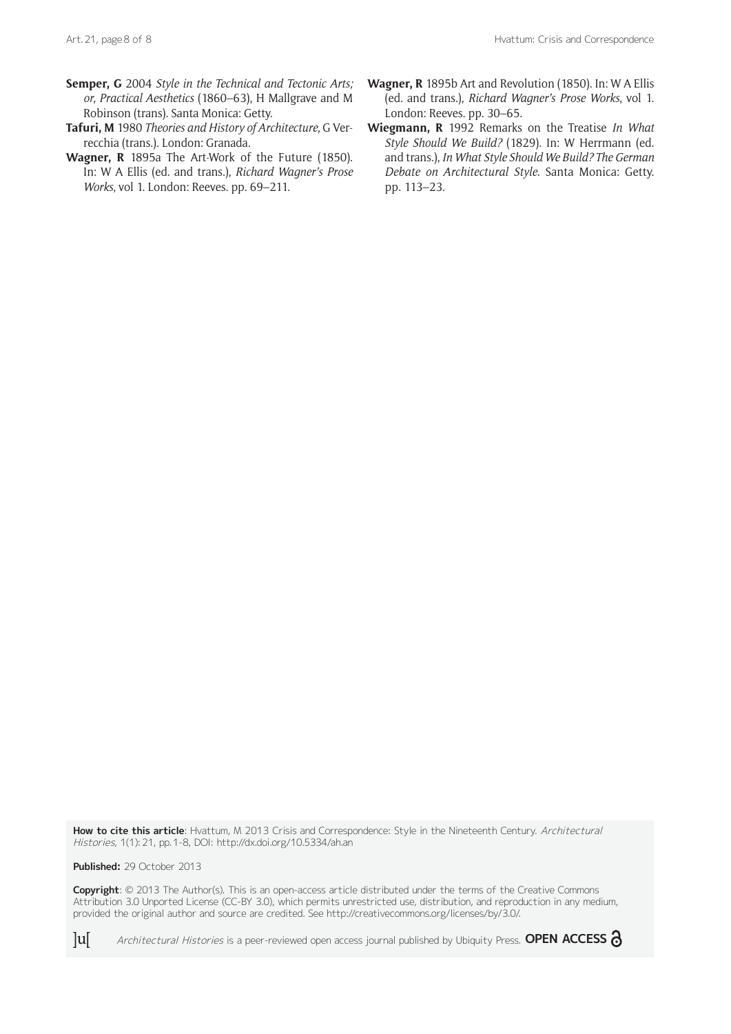**Semper, G** 2004 *Style in the Technical and Tectonic Arts; or, Practical Aesthetics* (1860–63), H Mallgrave and M Robinson (trans). Santa Monica: Getty.

**Tafuri, M** 1980 *Theories and History of Architecture*, G Verrecchia (trans.). London: Granada.

**Wagner, R** 1895a The Art-Work of the Future (1850). In: W A Ellis (ed. and trans.), *Richard Wagner's Prose Works*, vol 1. London: Reeves. pp. 69–211.

**Wagner, R** 1895b Art and Revolution (1850). In: W A Ellis (ed. and trans.), *Richard Wagner's Prose Works*, vol 1. London: Reeves. pp. 30–65.

**Wiegmann, R** 1992 Remarks on the Treatise *In What Style Should We Build?* (1829). In: W Herrmann (ed. and trans.), *In What Style Should We Build? The German Debate on Architectural Style*. Santa Monica: Getty. pp. 113–23.

**How to cite this article**: Hvattum, M 2013 Crisis and Correspondence: Style in the Nineteenth Century. *Architectural Histories*, 1(1): 21, pp. 1-8, DOI: http://dx.doi.org/10.5334/ah.an

**Published:** 29 October 2013

**Copyright**: © 2013 The Author(s). This is an open-access article distributed under the terms of the Creative Commons Attribution 3.0 Unported License (CC-BY 3.0), which permits unrestricted use, distribution, and reproduction in any medium, provided the original author and source are credited. See http://creativecommons.org/licenses/by/3.0/.

*Architectural Histories* is a peer-reviewed open access journal published by Ubiquity Press. **OPEN ACCESS**